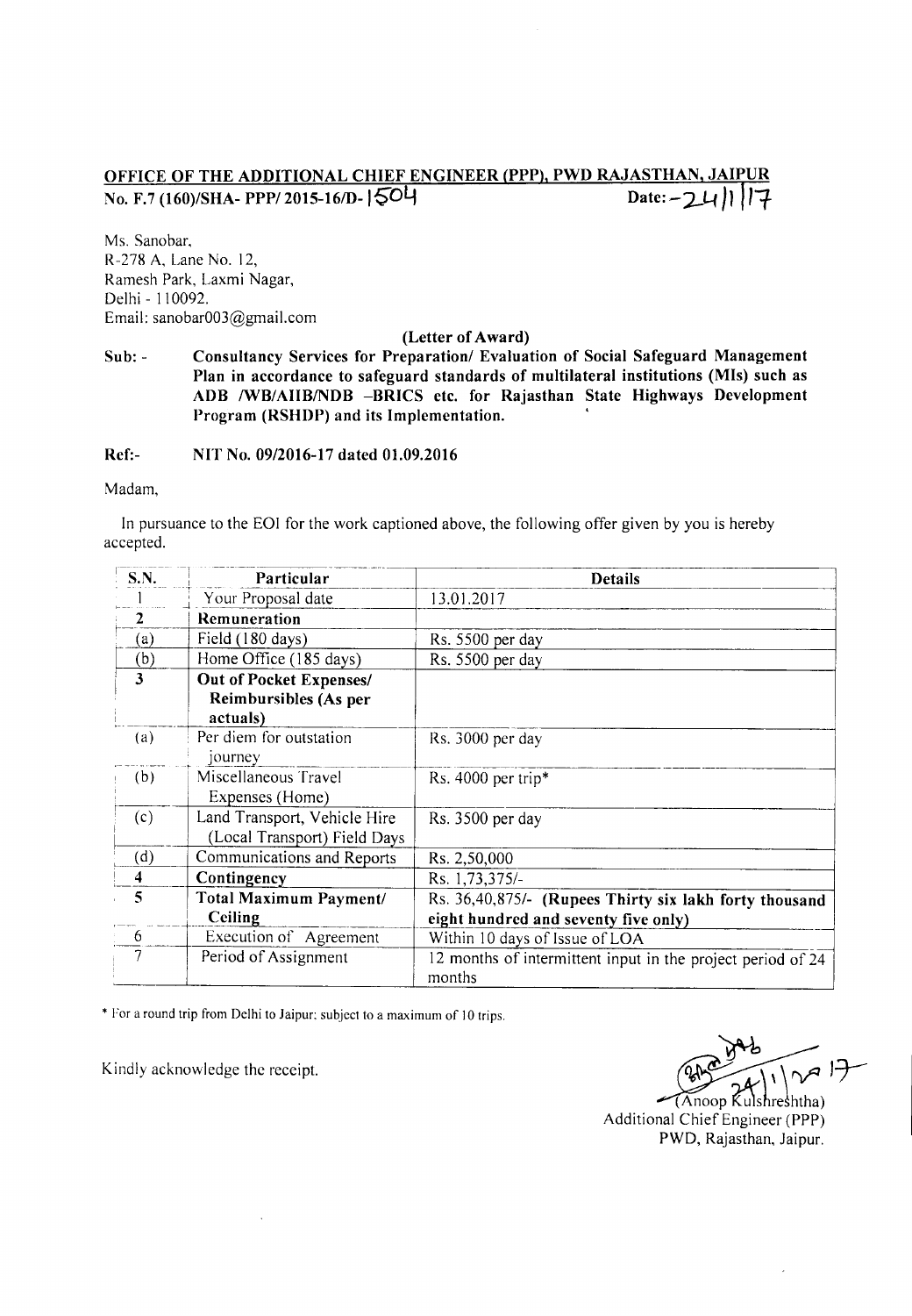**OFFICE OF THE ADDITIONAL CHIEF ENGINEER (PPP), PWD RAJASTHAN, JAIPUR**

**No. F.7 (160)/SHA- PPP/ 2015-16/D- 1504** **Date: - 24/1/17**

Ms. Sanobar,
R-278 A, Lane No. 12,
Ramesh Park, Laxmi Nagar,
Delhi - 110092.
Email: sanobar003@gmail.com

**(Letter of Award)**

**Sub: - Consultancy Services for Preparation/ Evaluation of Social Safeguard Management Plan in accordance to safeguard standards of multilateral institutions (MIs) such as ADB /WB/AIIB/NDB –BRICS etc. for Rajasthan State Highways Development Program (RSHDP) and its Implementation.**

**Ref:- NIT No. 09/2016-17 dated 01.09.2016**

Madam,

In pursuance to the EOI for the work captioned above, the following offer given by you is hereby accepted.

| S.N. | Particular | Details |
|---|---|---|
| 1 | Your Proposal date | 13.01.2017 |
| **2** | **Remuneration** | |
| (a) | Field (180 days) | Rs. 5500 per day |
| (b) | Home Office (185 days) | Rs. 5500 per day |
| **3** | **Out of Pocket Expenses/ Reimbursibles (As per actuals)** | |
| (a) | Per diem for outstation journey | Rs. 3000 per day |
| (b) | Miscellaneous Travel Expenses (Home) | Rs. 4000 per trip* |
| (c) | Land Transport, Vehicle Hire (Local Transport) Field Days | Rs. 3500 per day |
| (d) | Communications and Reports | Rs. 2,50,000 |
| **4** | **Contingency** | Rs. 1,73,375/- |
| **5** | **Total Maximum Payment/ Ceiling** | Rs. 36,40,875/- **(Rupees Thirty six lakh forty thousand eight hundred and seventy five only)** |
| 6 | Execution of Agreement | Within 10 days of Issue of LOA |
| 7 | Period of Assignment | 12 months of intermittent input in the project period of 24 months |

\* For a round trip from Delhi to Jaipur; subject to a maximum of 10 trips.

Kindly acknowledge the receipt.

24/1/2017

(Anoop Kulshreshtha)
Additional Chief Engineer (PPP)
PWD, Rajasthan, Jaipur.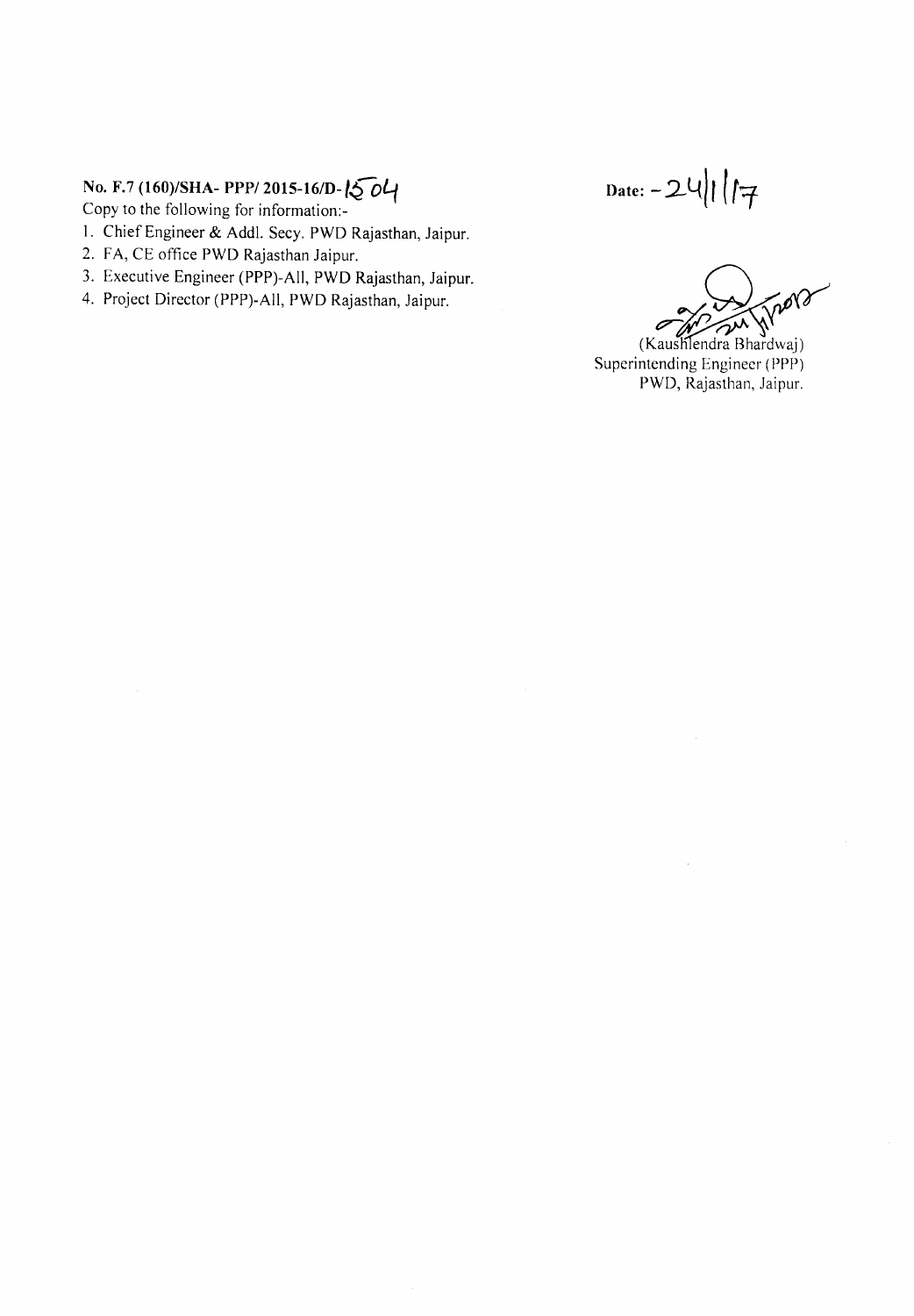**No. F.7 (160)/SHA- PPP/ 2015-16/D-1504** **Date: - 24/1/17**

Copy to the following for information:-

1. Chief Engineer & Addl. Secy. PWD Rajasthan, Jaipur.
2. FA, CE office PWD Rajasthan Jaipur.
3. Executive Engineer (PPP)-All, PWD Rajasthan, Jaipur.
4. Project Director (PPP)-All, PWD Rajasthan, Jaipur.

24/1/2017

(Kaushlendra Bhardwaj)
Superintending Engineer (PPP)
PWD, Rajasthan, Jaipur.